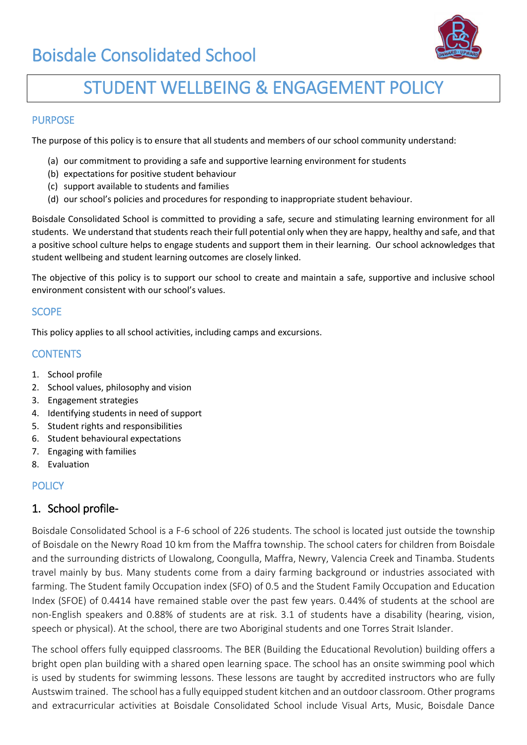# Boisdale Consolidated School

# STUDENT WELLBEING & ENGAGEMENT POLICY

## PURPOSE

The purpose of this policy is to ensure that all students and members of our school community understand:

(a) our commitment to providing a safe and supportive learning environment for students
(b) expectations for positive student behaviour
(c) support available to students and families
(d) our school's policies and procedures for responding to inappropriate student behaviour.

Boisdale Consolidated School is committed to providing a safe, secure and stimulating learning environment for all students. We understand that students reach their full potential only when they are happy, healthy and safe, and that a positive school culture helps to engage students and support them in their learning. Our school acknowledges that student wellbeing and student learning outcomes are closely linked.

The objective of this policy is to support our school to create and maintain a safe, supportive and inclusive school environment consistent with our school's values.

## SCOPE

This policy applies to all school activities, including camps and excursions.

## CONTENTS

1. School profile
2. School values, philosophy and vision
3. Engagement strategies
4. Identifying students in need of support
5. Student rights and responsibilities
6. Student behavioural expectations
7. Engaging with families
8. Evaluation

## POLICY

### 1. School profile-

Boisdale Consolidated School is a F-6 school of 226 students. The school is located just outside the township of Boisdale on the Newry Road 10 km from the Maffra township. The school caters for children from Boisdale and the surrounding districts of Llowalong, Coongulla, Maffra, Newry, Valencia Creek and Tinamba. Students travel mainly by bus. Many students come from a dairy farming background or industries associated with farming. The Student family Occupation index (SFO) of 0.5 and the Student Family Occupation and Education Index (SFOE) of 0.4414 have remained stable over the past few years. 0.44% of students at the school are non-English speakers and 0.88% of students are at risk. 3.1 of students have a disability (hearing, vision, speech or physical). At the school, there are two Aboriginal students and one Torres Strait Islander.

The school offers fully equipped classrooms. The BER (Building the Educational Revolution) building offers a bright open plan building with a shared open learning space. The school has an onsite swimming pool which is used by students for swimming lessons. These lessons are taught by accredited instructors who are fully Austswim trained. The school has a fully equipped student kitchen and an outdoor classroom. Other programs and extracurricular activities at Boisdale Consolidated School include Visual Arts, Music, Boisdale Dance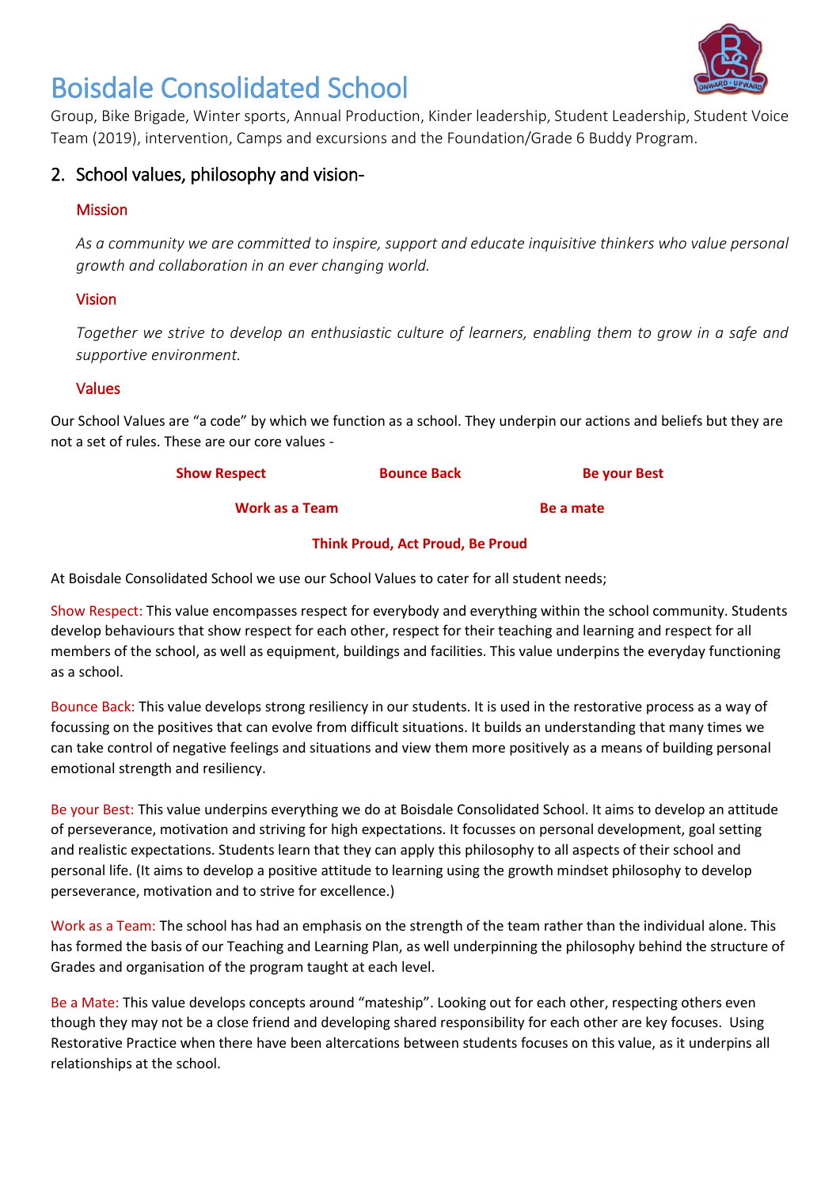Group, Bike Brigade, Winter sports, Annual Production, Kinder leadership, Student Leadership, Student Voice Team (2019), intervention, Camps and excursions and the Foundation/Grade 6 Buddy Program.

## 2. School values, philosophy and vision-

### Mission

*As a community we are committed to inspire, support and educate inquisitive thinkers who value personal growth and collaboration in an ever changing world.*

### Vision

*Together we strive to develop an enthusiastic culture of learners, enabling them to grow in a safe and supportive environment.*

### Values

Our School Values are "a code" by which we function as a school. They underpin our actions and beliefs but they are not a set of rules. These are our core values -

**Show Respect** **Bounce Back** **Be your Best**

**Work as a Team** **Be a mate**

**Think Proud, Act Proud, Be Proud**

At Boisdale Consolidated School we use our School Values to cater for all student needs;

Show Respect: This value encompasses respect for everybody and everything within the school community. Students develop behaviours that show respect for each other, respect for their teaching and learning and respect for all members of the school, as well as equipment, buildings and facilities. This value underpins the everyday functioning as a school.

Bounce Back: This value develops strong resiliency in our students. It is used in the restorative process as a way of focussing on the positives that can evolve from difficult situations. It builds an understanding that many times we can take control of negative feelings and situations and view them more positively as a means of building personal emotional strength and resiliency.

Be your Best: This value underpins everything we do at Boisdale Consolidated School. It aims to develop an attitude of perseverance, motivation and striving for high expectations. It focusses on personal development, goal setting and realistic expectations. Students learn that they can apply this philosophy to all aspects of their school and personal life. (It aims to develop a positive attitude to learning using the growth mindset philosophy to develop perseverance, motivation and to strive for excellence.)

Work as a Team: The school has had an emphasis on the strength of the team rather than the individual alone. This has formed the basis of our Teaching and Learning Plan, as well underpinning the philosophy behind the structure of Grades and organisation of the program taught at each level.

Be a Mate: This value develops concepts around "mateship". Looking out for each other, respecting others even though they may not be a close friend and developing shared responsibility for each other are key focuses. Using Restorative Practice when there have been altercations between students focuses on this value, as it underpins all relationships at the school.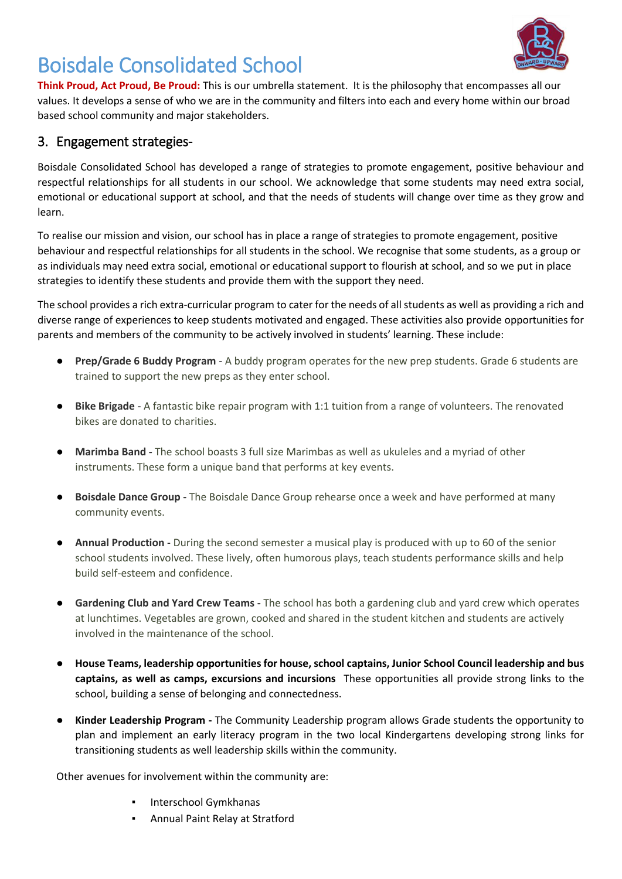# Boisdale Consolidated School

**Think Proud, Act Proud, Be Proud:** This is our umbrella statement. It is the philosophy that encompasses all our values. It develops a sense of who we are in the community and filters into each and every home within our broad based school community and major stakeholders.

## 3. Engagement strategies-

Boisdale Consolidated School has developed a range of strategies to promote engagement, positive behaviour and respectful relationships for all students in our school. We acknowledge that some students may need extra social, emotional or educational support at school, and that the needs of students will change over time as they grow and learn.

To realise our mission and vision, our school has in place a range of strategies to promote engagement, positive behaviour and respectful relationships for all students in the school. We recognise that some students, as a group or as individuals may need extra social, emotional or educational support to flourish at school, and so we put in place strategies to identify these students and provide them with the support they need.

The school provides a rich extra-curricular program to cater for the needs of all students as well as providing a rich and diverse range of experiences to keep students motivated and engaged. These activities also provide opportunities for parents and members of the community to be actively involved in students' learning. These include:

- **Prep/Grade 6 Buddy Program** - A buddy program operates for the new prep students. Grade 6 students are trained to support the new preps as they enter school.
- **Bike Brigade** - A fantastic bike repair program with 1:1 tuition from a range of volunteers. The renovated bikes are donated to charities.
- **Marimba Band -** The school boasts 3 full size Marimbas as well as ukuleles and a myriad of other instruments. These form a unique band that performs at key events.
- **Boisdale Dance Group -** The Boisdale Dance Group rehearse once a week and have performed at many community events.
- **Annual Production** - During the second semester a musical play is produced with up to 60 of the senior school students involved. These lively, often humorous plays, teach students performance skills and help build self-esteem and confidence.
- **Gardening Club and Yard Crew Teams -** The school has both a gardening club and yard crew which operates at lunchtimes. Vegetables are grown, cooked and shared in the student kitchen and students are actively involved in the maintenance of the school.
- **House Teams, leadership opportunities for house, school captains, Junior School Council leadership and bus captains, as well as camps, excursions and incursions** These opportunities all provide strong links to the school, building a sense of belonging and connectedness.
- **Kinder Leadership Program -** The Community Leadership program allows Grade students the opportunity to plan and implement an early literacy program in the two local Kindergartens developing strong links for transitioning students as well leadership skills within the community.

Other avenues for involvement within the community are:

- Interschool Gymkhanas
- Annual Paint Relay at Stratford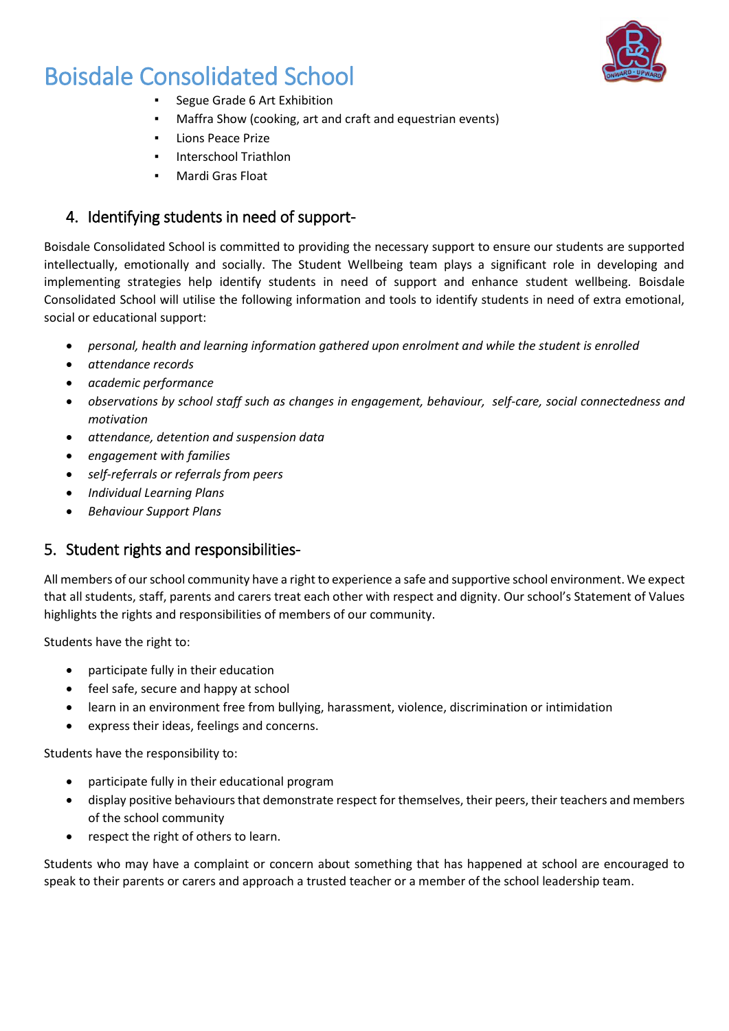- Segue Grade 6 Art Exhibition
- Maffra Show (cooking, art and craft and equestrian events)
- Lions Peace Prize
- Interschool Triathlon
- Mardi Gras Float

## 4. Identifying students in need of support-

Boisdale Consolidated School is committed to providing the necessary support to ensure our students are supported intellectually, emotionally and socially. The Student Wellbeing team plays a significant role in developing and implementing strategies help identify students in need of support and enhance student wellbeing. Boisdale Consolidated School will utilise the following information and tools to identify students in need of extra emotional, social or educational support:

- *personal, health and learning information gathered upon enrolment and while the student is enrolled*
- *attendance records*
- *academic performance*
- *observations by school staff such as changes in engagement, behaviour, self-care, social connectedness and motivation*
- *attendance, detention and suspension data*
- *engagement with families*
- *self-referrals or referrals from peers*
- *Individual Learning Plans*
- *Behaviour Support Plans*

## 5. Student rights and responsibilities-

All members of our school community have a right to experience a safe and supportive school environment. We expect that all students, staff, parents and carers treat each other with respect and dignity. Our school's Statement of Values highlights the rights and responsibilities of members of our community.

Students have the right to:

- participate fully in their education
- feel safe, secure and happy at school
- learn in an environment free from bullying, harassment, violence, discrimination or intimidation
- express their ideas, feelings and concerns.

Students have the responsibility to:

- participate fully in their educational program
- display positive behaviours that demonstrate respect for themselves, their peers, their teachers and members of the school community
- respect the right of others to learn.

Students who may have a complaint or concern about something that has happened at school are encouraged to speak to their parents or carers and approach a trusted teacher or a member of the school leadership team.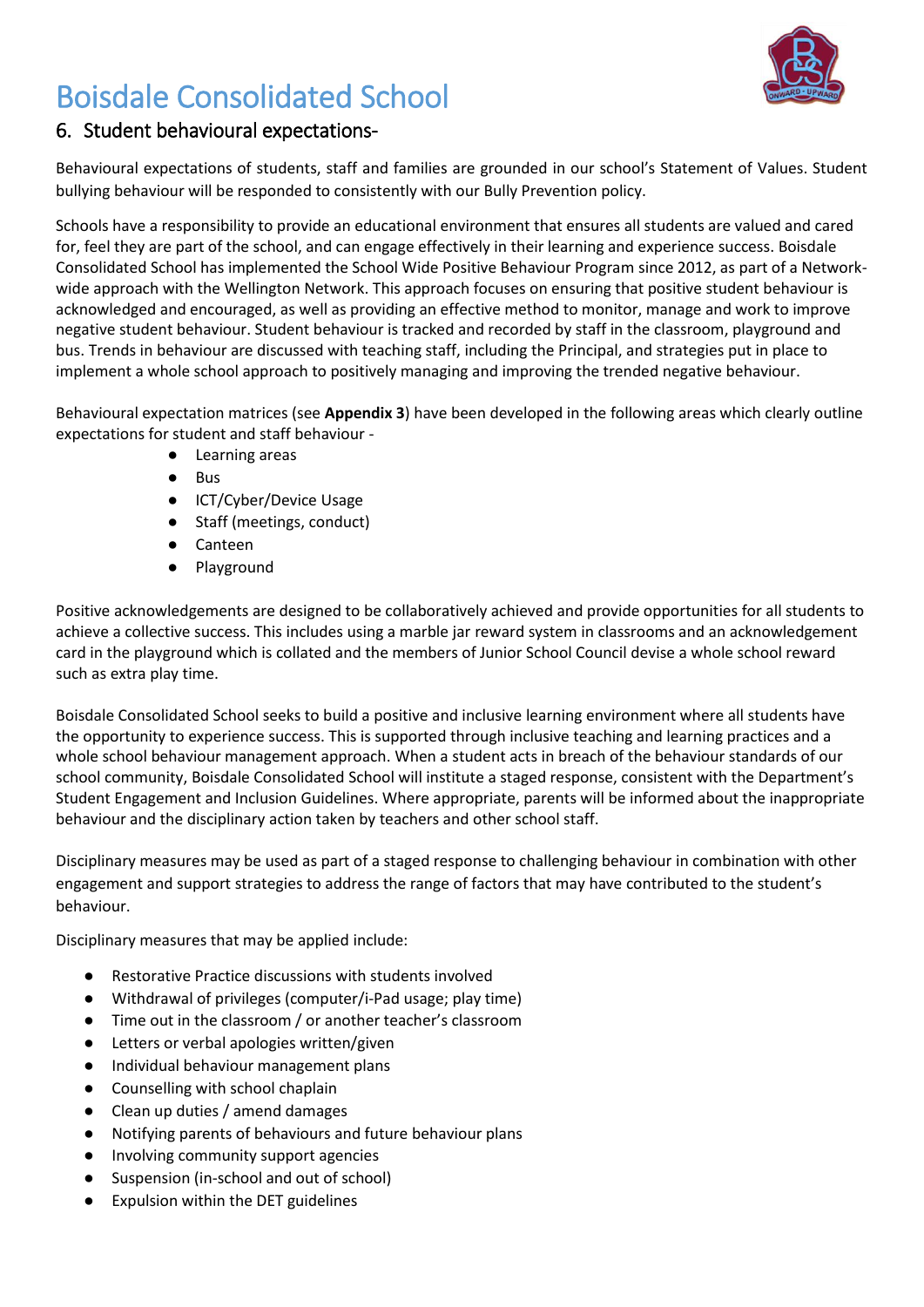# Boisdale Consolidated School

## 6. Student behavioural expectations-

Behavioural expectations of students, staff and families are grounded in our school's Statement of Values. Student bullying behaviour will be responded to consistently with our Bully Prevention policy.

Schools have a responsibility to provide an educational environment that ensures all students are valued and cared for, feel they are part of the school, and can engage effectively in their learning and experience success. Boisdale Consolidated School has implemented the School Wide Positive Behaviour Program since 2012, as part of a Network-wide approach with the Wellington Network. This approach focuses on ensuring that positive student behaviour is acknowledged and encouraged, as well as providing an effective method to monitor, manage and work to improve negative student behaviour. Student behaviour is tracked and recorded by staff in the classroom, playground and bus. Trends in behaviour are discussed with teaching staff, including the Principal, and strategies put in place to implement a whole school approach to positively managing and improving the trended negative behaviour.

Behavioural expectation matrices (see **Appendix 3**) have been developed in the following areas which clearly outline expectations for student and staff behaviour -

- Learning areas
- Bus
- ICT/Cyber/Device Usage
- Staff (meetings, conduct)
- Canteen
- Playground

Positive acknowledgements are designed to be collaboratively achieved and provide opportunities for all students to achieve a collective success. This includes using a marble jar reward system in classrooms and an acknowledgement card in the playground which is collated and the members of Junior School Council devise a whole school reward such as extra play time.

Boisdale Consolidated School seeks to build a positive and inclusive learning environment where all students have the opportunity to experience success. This is supported through inclusive teaching and learning practices and a whole school behaviour management approach. When a student acts in breach of the behaviour standards of our school community, Boisdale Consolidated School will institute a staged response, consistent with the Department's Student Engagement and Inclusion Guidelines. Where appropriate, parents will be informed about the inappropriate behaviour and the disciplinary action taken by teachers and other school staff.

Disciplinary measures may be used as part of a staged response to challenging behaviour in combination with other engagement and support strategies to address the range of factors that may have contributed to the student's behaviour.

Disciplinary measures that may be applied include:

- Restorative Practice discussions with students involved
- Withdrawal of privileges (computer/i-Pad usage; play time)
- Time out in the classroom / or another teacher's classroom
- Letters or verbal apologies written/given
- Individual behaviour management plans
- Counselling with school chaplain
- Clean up duties / amend damages
- Notifying parents of behaviours and future behaviour plans
- Involving community support agencies
- Suspension (in-school and out of school)
- Expulsion within the DET guidelines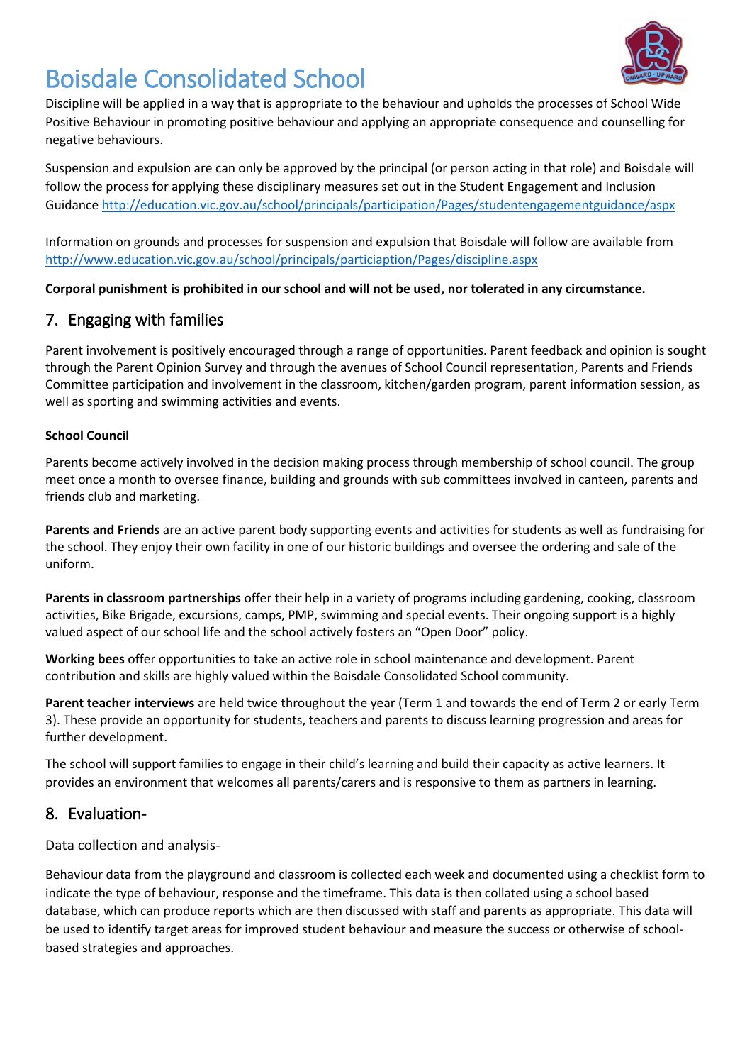Discipline will be applied in a way that is appropriate to the behaviour and upholds the processes of School Wide Positive Behaviour in promoting positive behaviour and applying an appropriate consequence and counselling for negative behaviours.

Suspension and expulsion are can only be approved by the principal (or person acting in that role) and Boisdale will follow the process for applying these disciplinary measures set out in the Student Engagement and Inclusion Guidance http://education.vic.gov.au/school/principals/participation/Pages/studentengagementguidance/aspx

Information on grounds and processes for suspension and expulsion that Boisdale will follow are available from http://www.education.vic.gov.au/school/principals/particiaption/Pages/discipline.aspx

**Corporal punishment is prohibited in our school and will not be used, nor tolerated in any circumstance.**

## 7. Engaging with families

Parent involvement is positively encouraged through a range of opportunities. Parent feedback and opinion is sought through the Parent Opinion Survey and through the avenues of School Council representation, Parents and Friends Committee participation and involvement in the classroom, kitchen/garden program, parent information session, as well as sporting and swimming activities and events.

**School Council**

Parents become actively involved in the decision making process through membership of school council. The group meet once a month to oversee finance, building and grounds with sub committees involved in canteen, parents and friends club and marketing.

**Parents and Friends** are an active parent body supporting events and activities for students as well as fundraising for the school. They enjoy their own facility in one of our historic buildings and oversee the ordering and sale of the uniform.

**Parents in classroom partnerships** offer their help in a variety of programs including gardening, cooking, classroom activities, Bike Brigade, excursions, camps, PMP, swimming and special events. Their ongoing support is a highly valued aspect of our school life and the school actively fosters an "Open Door" policy.

**Working bees** offer opportunities to take an active role in school maintenance and development. Parent contribution and skills are highly valued within the Boisdale Consolidated School community.

**Parent teacher interviews** are held twice throughout the year (Term 1 and towards the end of Term 2 or early Term 3). These provide an opportunity for students, teachers and parents to discuss learning progression and areas for further development.

The school will support families to engage in their child's learning and build their capacity as active learners. It provides an environment that welcomes all parents/carers and is responsive to them as partners in learning.

## 8. Evaluation-

Data collection and analysis-

Behaviour data from the playground and classroom is collected each week and documented using a checklist form to indicate the type of behaviour, response and the timeframe. This data is then collated using a school based database, which can produce reports which are then discussed with staff and parents as appropriate. This data will be used to identify target areas for improved student behaviour and measure the success or otherwise of school-based strategies and approaches.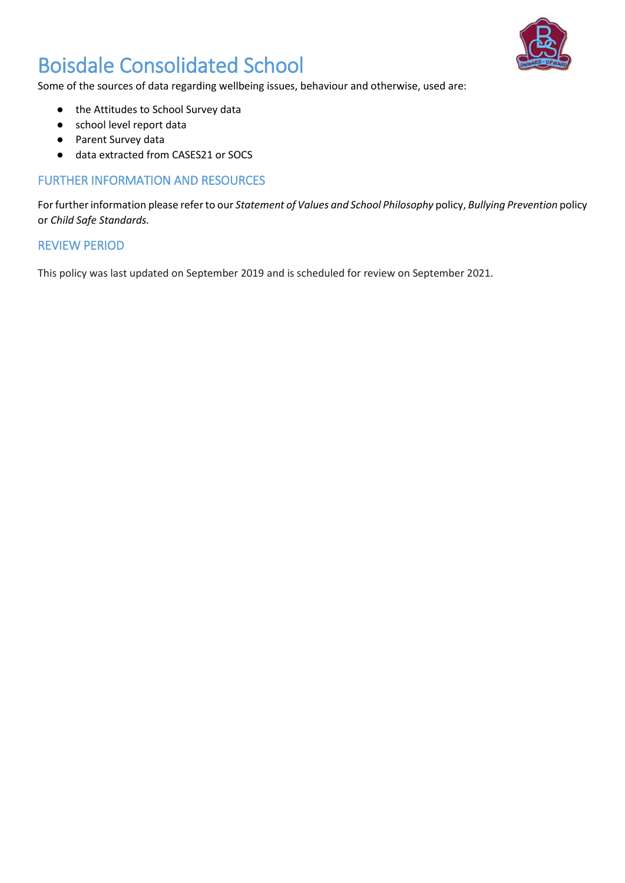# Boisdale Consolidated School

Some of the sources of data regarding wellbeing issues, behaviour and otherwise, used are:

- the Attitudes to School Survey data
- school level report data
- Parent Survey data
- data extracted from CASES21 or SOCS

## FURTHER INFORMATION AND RESOURCES

For further information please refer to our *Statement of Values and School Philosophy* policy, *Bullying Prevention* policy or *Child Safe Standards.*

## REVIEW PERIOD

This policy was last updated on September 2019 and is scheduled for review on September 2021.